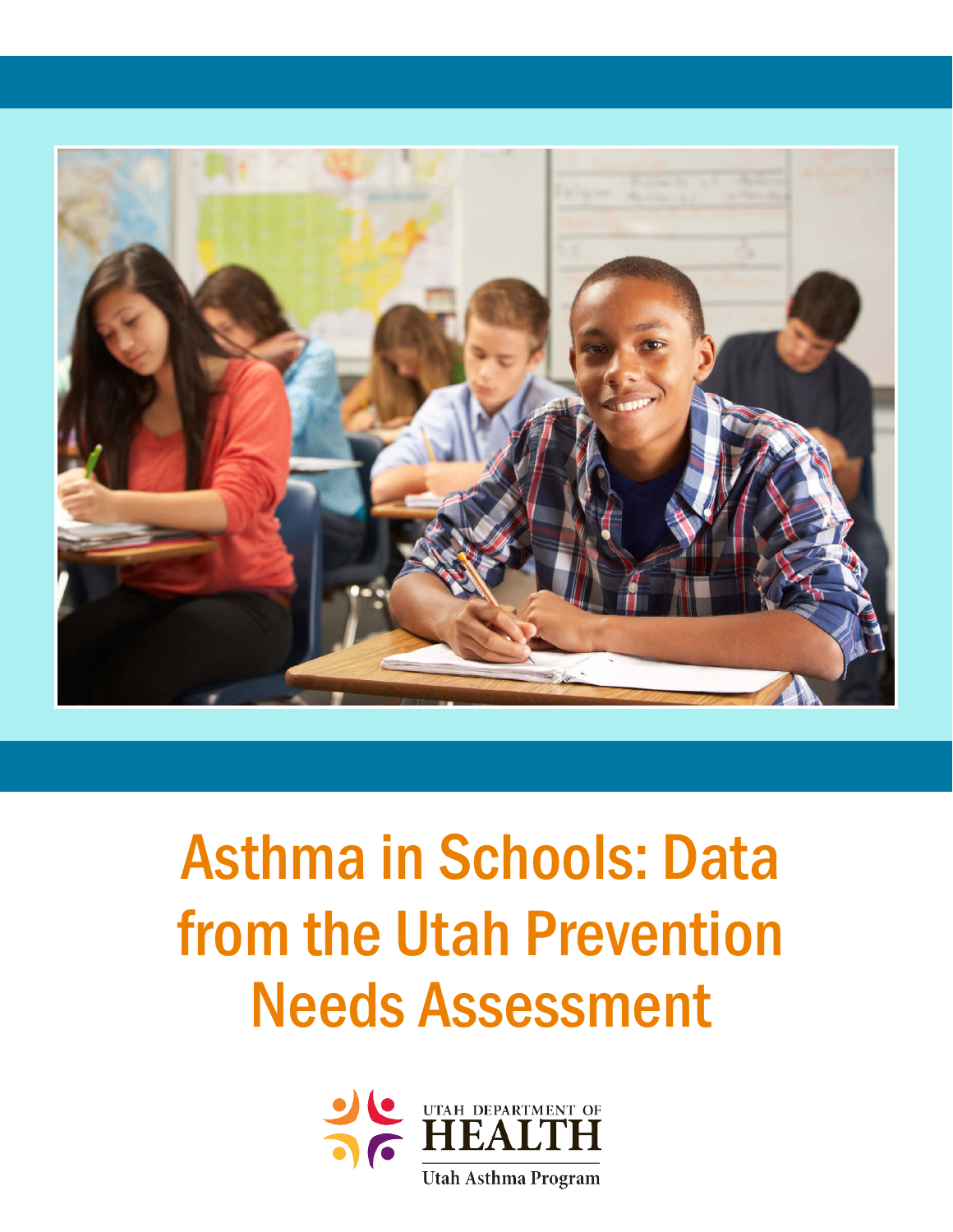# Asthma in Schools: Data from the Utah Prevention Needs Assessment

UTAH DEPARTMENT OF HEALTH

Utah Asthma Program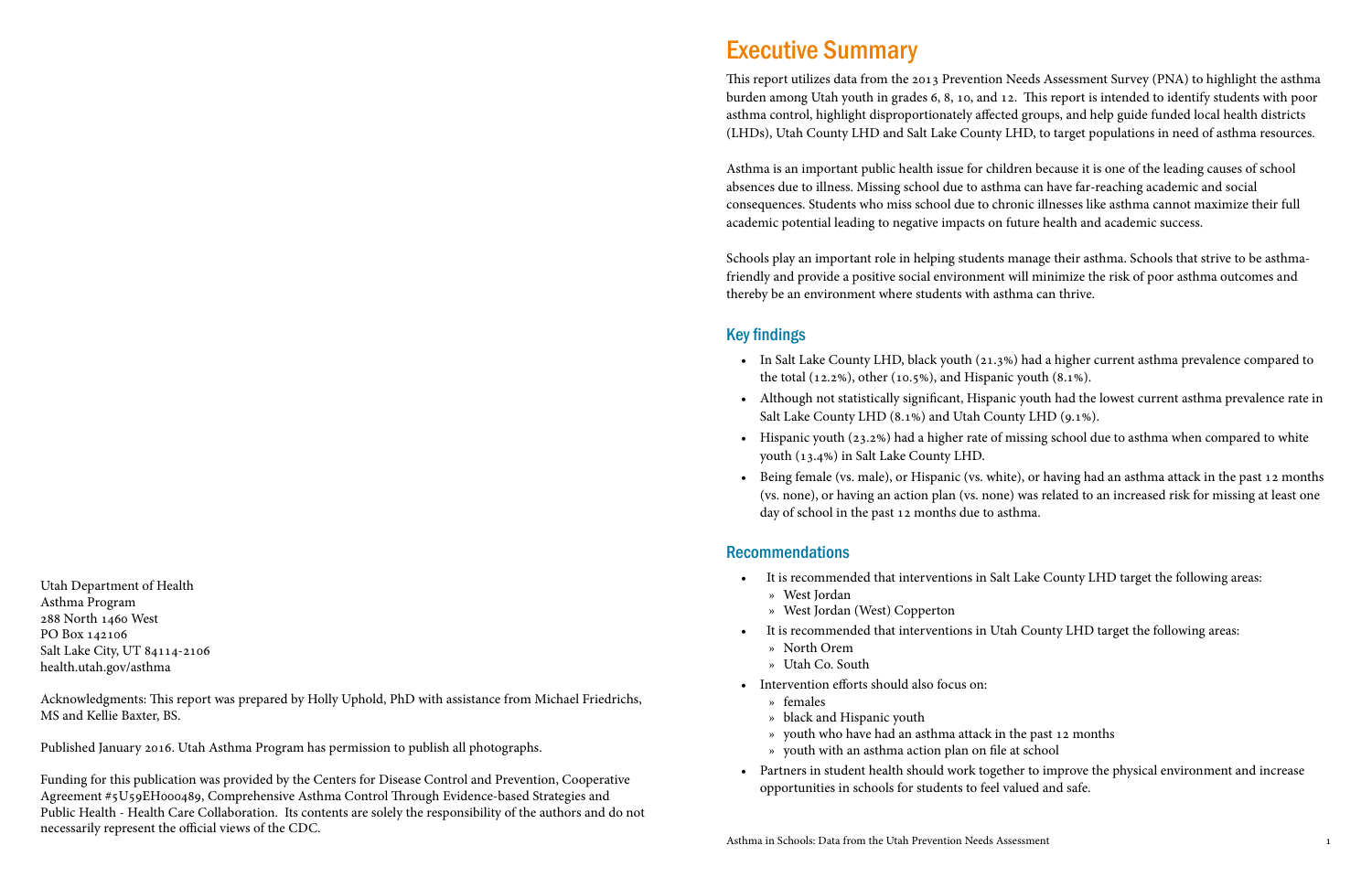# Executive Summary

This report utilizes data from the 2013 Prevention Needs Assessment Survey (PNA) to highlight the asthma burden among Utah youth in grades 6, 8, 10, and 12. This report is intended to identify students with poor asthma control, highlight disproportionately affected groups, and help guide funded local health districts (LHDs), Utah County LHD and Salt Lake County LHD, to target populations in need of asthma resources.

Asthma is an important public health issue for children because it is one of the leading causes of school absences due to illness. Missing school due to asthma can have far-reaching academic and social consequences. Students who miss school due to chronic illnesses like asthma cannot maximize their full academic potential leading to negative impacts on future health and academic success.

Schools play an important role in helping students manage their asthma. Schools that strive to be asthma-friendly and provide a positive social environment will minimize the risk of poor asthma outcomes and thereby be an environment where students with asthma can thrive.

## Key findings

- In Salt Lake County LHD, black youth (21.3%) had a higher current asthma prevalence compared to the total (12.2%), other (10.5%), and Hispanic youth (8.1%).
- Although not statistically significant, Hispanic youth had the lowest current asthma prevalence rate in Salt Lake County LHD (8.1%) and Utah County LHD (9.1%).
- Hispanic youth (23.2%) had a higher rate of missing school due to asthma when compared to white youth (13.4%) in Salt Lake County LHD.
- Being female (vs. male), or Hispanic (vs. white), or having had an asthma attack in the past 12 months (vs. none), or having an action plan (vs. none) was related to an increased risk for missing at least one day of school in the past 12 months due to asthma.

## Recommendations

- It is recommended that interventions in Salt Lake County LHD target the following areas:
  - West Jordan
  - West Jordan (West) Copperton
- It is recommended that interventions in Utah County LHD target the following areas:
  - North Orem
  - Utah Co. South
- Intervention efforts should also focus on:
  - females
  - black and Hispanic youth
  - youth who have had an asthma attack in the past 12 months
  - youth with an asthma action plan on file at school
- Partners in student health should work together to improve the physical environment and increase opportunities in schools for students to feel valued and safe.

Utah Department of Health
Asthma Program
288 North 1460 West
PO Box 142106
Salt Lake City, UT 84114-2106
health.utah.gov/asthma

Acknowledgments: This report was prepared by Holly Uphold, PhD with assistance from Michael Friedrichs, MS and Kellie Baxter, BS.

Published January 2016. Utah Asthma Program has permission to publish all photographs.

Funding for this publication was provided by the Centers for Disease Control and Prevention, Cooperative Agreement #5U59EH000489, Comprehensive Asthma Control Through Evidence-based Strategies and Public Health - Health Care Collaboration. Its contents are solely the responsibility of the authors and do not necessarily represent the official views of the CDC.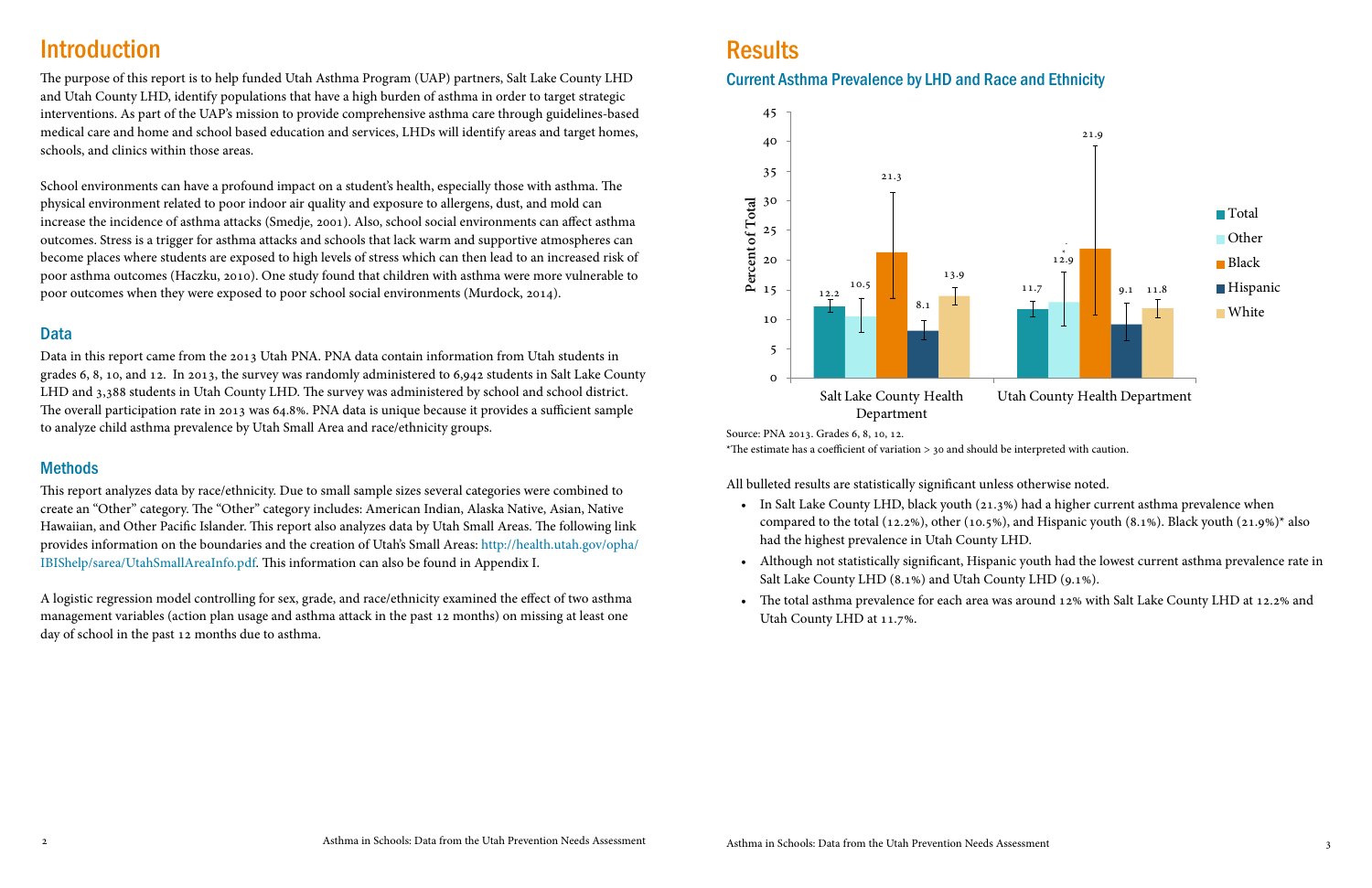## Introduction

The purpose of this report is to help funded Utah Asthma Program (UAP) partners, Salt Lake County LHD and Utah County LHD, identify populations that have a high burden of asthma in order to target strategic interventions. As part of the UAP's mission to provide comprehensive asthma care through guidelines-based medical care and home and school based education and services, LHDs will identify areas and target homes, schools, and clinics within those areas.

School environments can have a profound impact on a student's health, especially those with asthma. The physical environment related to poor indoor air quality and exposure to allergens, dust, and mold can increase the incidence of asthma attacks (Smedje, 2001). Also, school social environments can affect asthma outcomes. Stress is a trigger for asthma attacks and schools that lack warm and supportive atmospheres can become places where students are exposed to high levels of stress which can then lead to an increased risk of poor asthma outcomes (Haczku, 2010). One study found that children with asthma were more vulnerable to poor outcomes when they were exposed to poor school social environments (Murdock, 2014).

### Data

Data in this report came from the 2013 Utah PNA. PNA data contain information from Utah students in grades 6, 8, 10, and 12. In 2013, the survey was randomly administered to 6,942 students in Salt Lake County LHD and 3,388 students in Utah County LHD. The survey was administered by school and school district. The overall participation rate in 2013 was 64.8%. PNA data is unique because it provides a sufficient sample to analyze child asthma prevalence by Utah Small Area and race/ethnicity groups.

### Methods

This report analyzes data by race/ethnicity. Due to small sample sizes several categories were combined to create an "Other" category. The "Other" category includes: American Indian, Alaska Native, Asian, Native Hawaiian, and Other Pacific Islander. This report also analyzes data by Utah Small Areas. The following link provides information on the boundaries and the creation of Utah's Small Areas: http://health.utah.gov/opha/IBIShelp/sarea/UtahSmallAreaInfo.pdf. This information can also be found in Appendix I.

A logistic regression model controlling for sex, grade, and race/ethnicity examined the effect of two asthma management variables (action plan usage and asthma attack in the past 12 months) on missing at least one day of school in the past 12 months due to asthma.

## Results

### Current Asthma Prevalence by LHD and Race and Ethnicity

| Percent of Total | Total | Other | Black | Hispanic | White |
|---|---|---|---|---|---|
| Salt Lake County Health Department | 12.2 | 10.5 | 21.3 | 8.1 | 13.9 |
| Utah County Health Department | 11.7 | 12.9* | 21.9 | 9.1 | 11.8 |

Source: PNA 2013. Grades 6, 8, 10, 12.
*The estimate has a coefficient of variation > 30 and should be interpreted with caution.

All bulleted results are statistically significant unless otherwise noted.

- In Salt Lake County LHD, black youth (21.3%) had a higher current asthma prevalence when compared to the total (12.2%), other (10.5%), and Hispanic youth (8.1%). Black youth (21.9%)* also had the highest prevalence in Utah County LHD.
- Although not statistically significant, Hispanic youth had the lowest current asthma prevalence rate in Salt Lake County LHD (8.1%) and Utah County LHD (9.1%).
- The total asthma prevalence for each area was around 12% with Salt Lake County LHD at 12.2% and Utah County LHD at 11.7%.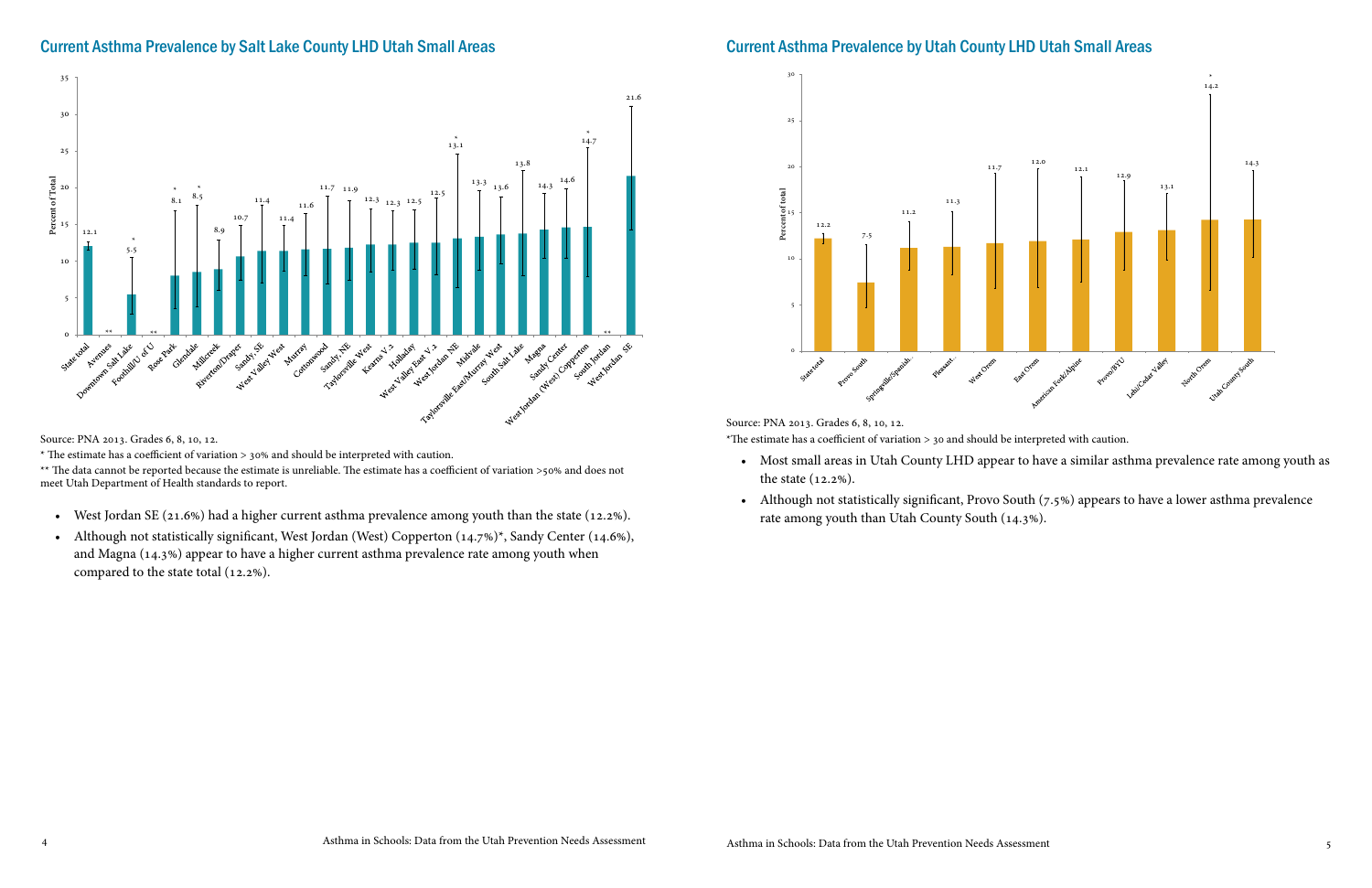## Current Asthma Prevalence by Salt Lake County LHD Utah Small Areas

| Small Area | Percent of Total |
|---|---|
| State total | 12.1 |
| Avenues | ** |
| Downtown Salt Lake | 5.5* |
| Foothill/U of U | ** |
| Rose Park | 8.1* |
| Glendale | 8.5* |
| Millcreek | 8.9 |
| Riverton/Draper | 10.7 |
| Sandy, SE | 11.4 |
| West Valley West | 11.4 |
| Murray | 11.6 |
| Cottonwood | 11.7 |
| Sandy, NE | 11.9 |
| Taylorsville West | 12.3 |
| Kearns V.2 | 12.3 |
| Holladay | 12.5 |
| West Valley East V.2 | 12.5 |
| West Jordan NE | 13.1* |
| Midvale | 13.3 |
| Taylorsville East/Murray West | 13.6 |
| South Salt Lake | 13.8 |
| Magna | 14.3 |
| Sandy Center | 14.6 |
| West Jordan (West) Copperton | 14.7* |
| South Jordan | ** |
| West Jordan SE | 21.6 |

Source: PNA 2013. Grades 6, 8, 10, 12.

* The estimate has a coefficient of variation > 30% and should be interpreted with caution.

** The data cannot be reported because the estimate is unreliable. The estimate has a coefficient of variation >50% and does not meet Utah Department of Health standards to report.

- West Jordan SE (21.6%) had a higher current asthma prevalence among youth than the state (12.2%).
- Although not statistically significant, West Jordan (West) Copperton (14.7%)*, Sandy Center (14.6%), and Magna (14.3%) appear to have a higher current asthma prevalence rate among youth when compared to the state total (12.2%).

## Current Asthma Prevalence by Utah County LHD Utah Small Areas

| Small Area | Percent of total |
|---|---|
| State total | 12.2 |
| Provo South | 7.5 |
| Springville/Spanish... | 11.2 |
| Pleasant... | 11.3 |
| West Orem | 11.7 |
| East Orem | 12.0 |
| American Fork/Alpine | 12.1 |
| Provo/BYU | 12.9 |
| Lehi/Cedar Valley | 13.1 |
| North Orem | 14.2* |
| Utah County South | 14.3 |

Source: PNA 2013. Grades 6, 8, 10, 12.

*The estimate has a coefficient of variation > 30 and should be interpreted with caution.

- Most small areas in Utah County LHD appear to have a similar asthma prevalence rate among youth as the state (12.2%).
- Although not statistically significant, Provo South (7.5%) appears to have a lower asthma prevalence rate among youth than Utah County South (14.3%).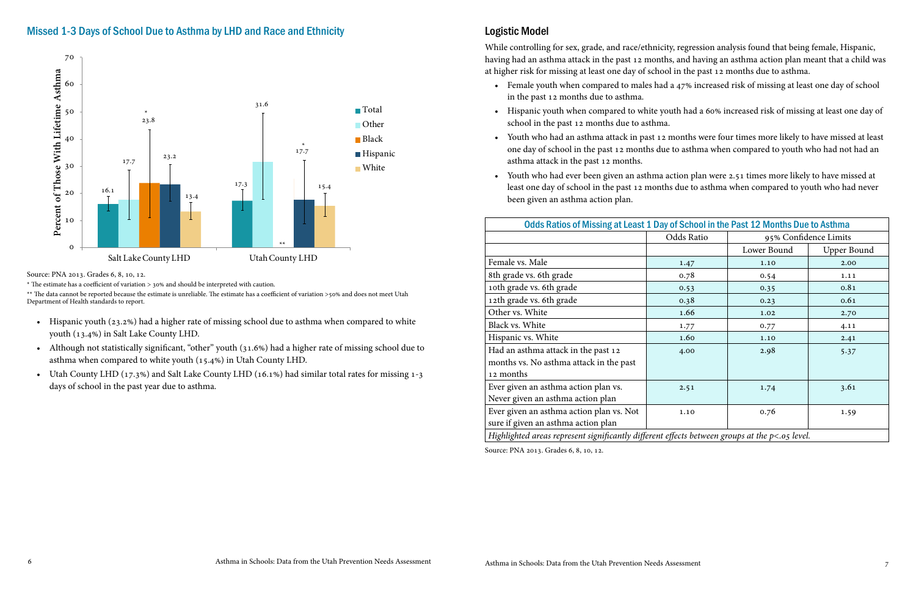## Missed 1-3 Days of School Due to Asthma by LHD and Race and Ethnicity

Source: PNA 2013. Grades 6, 8, 10, 12.

* The estimate has a coefficient of variation > 30% and should be interpreted with caution.

** The data cannot be reported because the estimate is unreliable. The estimate has a coefficient of variation >50% and does not meet Utah Department of Health standards to report.

- Hispanic youth (23.2%) had a higher rate of missing school due to asthma when compared to white youth (13.4%) in Salt Lake County LHD.
- Although not statistically significant, "other" youth (31.6%) had a higher rate of missing school due to asthma when compared to white youth (15.4%) in Utah County LHD.
- Utah County LHD (17.3%) and Salt Lake County LHD (16.1%) had similar total rates for missing 1-3 days of school in the past year due to asthma.

## Logistic Model

While controlling for sex, grade, and race/ethnicity, regression analysis found that being female, Hispanic, having had an asthma attack in the past 12 months, and having an asthma action plan meant that a child was at higher risk for missing at least one day of school in the past 12 months due to asthma.

- Female youth when compared to males had a 47% increased risk of missing at least one day of school in the past 12 months due to asthma.
- Hispanic youth when compared to white youth had a 60% increased risk of missing at least one day of school in the past 12 months due to asthma.
- Youth who had an asthma attack in past 12 months were four times more likely to have missed at least one day of school in the past 12 months due to asthma when compared to youth who had not had an asthma attack in the past 12 months.
- Youth who had ever been given an asthma action plan were 2.51 times more likely to have missed at least one day of school in the past 12 months due to asthma when compared to youth who had never been given an asthma action plan.

**Odds Ratios of Missing at Least 1 Day of School in the Past 12 Months Due to Asthma**

| | Odds Ratio | 95% Confidence Limits | |
|---|---|---|---|
| | | Lower Bound | Upper Bound |
| Female vs. Male | 1.47 | 1.10 | 2.00 |
| 8th grade vs. 6th grade | 0.78 | 0.54 | 1.11 |
| 10th grade vs. 6th grade | 0.53 | 0.35 | 0.81 |
| 12th grade vs. 6th grade | 0.38 | 0.23 | 0.61 |
| Other vs. White | 1.66 | 1.02 | 2.70 |
| Black vs. White | 1.77 | 0.77 | 4.11 |
| Hispanic vs. White | 1.60 | 1.10 | 2.41 |
| Had an asthma attack in the past 12 months vs. No asthma attack in the past 12 months | 4.00 | 2.98 | 5.37 |
| Ever given an asthma action plan vs. Never given an asthma action plan | 2.51 | 1.74 | 3.61 |
| Ever given an asthma action plan vs. Not sure if given an asthma action plan | 1.10 | 0.76 | 1.59 |

*Highlighted areas represent significantly different effects between groups at the p<.05 level.*

Source: PNA 2013. Grades 6, 8, 10, 12.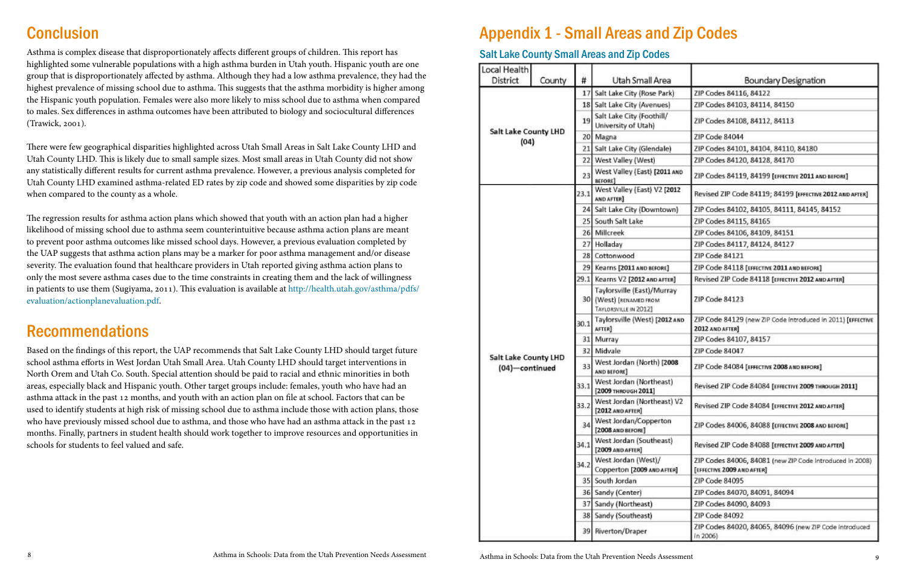## Conclusion

Asthma is complex disease that disproportionately affects different groups of children. This report has highlighted some vulnerable populations with a high asthma burden in Utah youth. Hispanic youth are one group that is disproportionately affected by asthma. Although they had a low asthma prevalence, they had the highest prevalence of missing school due to asthma. This suggests that the asthma morbidity is higher among the Hispanic youth population. Females were also more likely to miss school due to asthma when compared to males. Sex differences in asthma outcomes have been attributed to biology and sociocultural differences (Trawick, 2001).

There were few geographical disparities highlighted across Utah Small Areas in Salt Lake County LHD and Utah County LHD. This is likely due to small sample sizes. Most small areas in Utah County did not show any statistically different results for current asthma prevalence. However, a previous analysis completed for Utah County LHD examined asthma-related ED rates by zip code and showed some disparities by zip code when compared to the county as a whole.

The regression results for asthma action plans which showed that youth with an action plan had a higher likelihood of missing school due to asthma seem counterintuitive because asthma action plans are meant to prevent poor asthma outcomes like missed school days. However, a previous evaluation completed by the UAP suggests that asthma action plans may be a marker for poor asthma management and/or disease severity. The evaluation found that healthcare providers in Utah reported giving asthma action plans to only the most severe asthma cases due to the time constraints in creating them and the lack of willingness in patients to use them (Sugiyama, 2011). This evaluation is available at http://health.utah.gov/asthma/pdfs/evaluation/actionplanevaluation.pdf.

## Recommendations

Based on the findings of this report, the UAP recommends that Salt Lake County LHD should target future school asthma efforts in West Jordan Utah Small Area. Utah County LHD should target interventions in North Orem and Utah Co. South. Special attention should be paid to racial and ethnic minorities in both areas, especially black and Hispanic youth. Other target groups include: females, youth who have had an asthma attack in the past 12 months, and youth with an action plan on file at school. Factors that can be used to identify students at high risk of missing school due to asthma include those with action plans, those who have previously missed school due to asthma, and those who have had an asthma attack in the past 12 months. Finally, partners in student health should work together to improve resources and opportunities in schools for students to feel valued and safe.

# Appendix 1 - Small Areas and Zip Codes

### Salt Lake County Small Areas and Zip Codes

| Local Health District | County | # | Utah Small Area | Boundary Designation |
|---|---|---|---|---|
| Salt Lake County LHD (04) | | 17 | Salt Lake City (Rose Park) | ZIP Codes 84116, 84122 |
| | | 18 | Salt Lake City (Avenues) | ZIP Codes 84103, 84114, 84150 |
| | | 19 | Salt Lake City (Foothill/ University of Utah) | ZIP Codes 84108, 84112, 84113 |
| | | 20 | Magna | ZIP Code 84044 |
| | | 21 | Salt Lake City (Glendale) | ZIP Codes 84101, 84104, 84110, 84180 |
| | | 22 | West Valley (West) | ZIP Codes 84120, 84128, 84170 |
| | | 23 | West Valley (East) [2011 AND BEFORE] | ZIP Codes 84119, 84199 [EFFECTIVE 2011 AND BEFORE] |
| Salt Lake County LHD (04)—continued | | 23.1 | West Valley (East) V2 [2012 AND AFTER] | Revised ZIP Code 84119; 84199 [EFFECTIVE 2012 AND AFTER] |
| | | 24 | Salt Lake City (Downtown) | ZIP Codes 84102, 84105, 84111, 84145, 84152 |
| | | 25 | South Salt Lake | ZIP Codes 84115, 84165 |
| | | 26 | Millcreek | ZIP Codes 84106, 84109, 84151 |
| | | 27 | Holladay | ZIP Codes 84117, 84124, 84127 |
| | | 28 | Cottonwood | ZIP Code 84121 |
| | | 29 | Kearns [2011 AND BEFORE] | ZIP Code 84118 [EFFECTIVE 2011 AND BEFORE] |
| | | 29.1 | Kearns V2 [2012 AND AFTER] | Revised ZIP Code 84118 [EFFECTIVE 2012 AND AFTER] |
| | | 30 | Taylorsville (East)/Murray (West) [RENAMED FROM TAYLORSVILLE IN 2012] | ZIP Code 84123 |
| | | 30.1 | Taylorsville (West) [2012 AND AFTER] | ZIP Code 84129 (new ZIP Code introduced in 2011) [EFFECTIVE 2012 AND AFTER] |
| | | 31 | Murray | ZIP Codes 84107, 84157 |
| | | 32 | Midvale | ZIP Code 84047 |
| | | 33 | West Jordan (North) [2008 AND BEFORE] | ZIP Code 84084 [EFFECTIVE 2008 AND BEFORE] |
| | | 33.1 | West Jordan (Northeast) [2009 THROUGH 2011] | Revised ZIP Code 84084 [EFFECTIVE 2009 THROUGH 2011] |
| | | 33.2 | West Jordan (Northeast) V2 [2012 AND AFTER] | Revised ZIP Code 84084 [EFFECTIVE 2012 AND AFTER] |
| | | 34 | West Jordan/Copperton [2008 AND BEFORE] | ZIP Codes 84006, 84088 [EFFECTIVE 2008 AND BEFORE] |
| | | 34.1 | West Jordan (Southeast) [2009 AND AFTER] | Revised ZIP Code 84088 [EFFECTIVE 2009 AND AFTER] |
| | | 34.2 | West Jordan (West)/ Copperton [2009 AND AFTER] | ZIP Codes 84006, 84081 (new ZIP Code introduced in 2008) [EFFECTIVE 2009 AND AFTER] |
| | | 35 | South Jordan | ZIP Code 84095 |
| | | 36 | Sandy (Center) | ZIP Codes 84070, 84091, 84094 |
| | | 37 | Sandy (Northeast) | ZIP Codes 84090, 84093 |
| | | 38 | Sandy (Southeast) | ZIP Code 84092 |
| | | 39 | Riverton/Draper | ZIP Codes 84020, 84065, 84096 (new ZIP Code introduced in 2006) |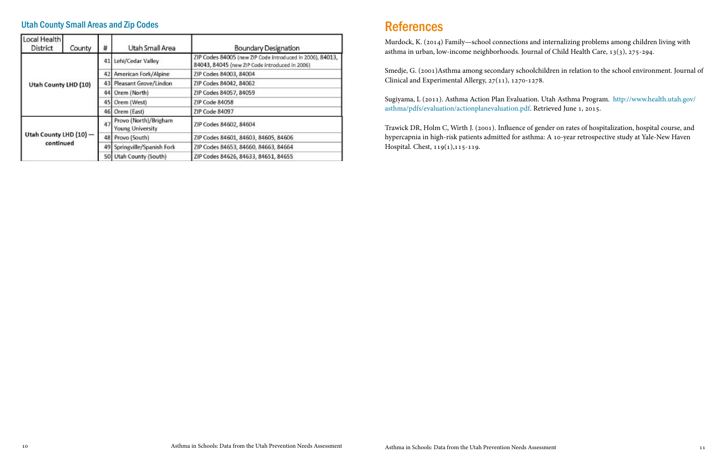## Utah County Small Areas and Zip Codes

| Local Health District | County | # | Utah Small Area | Boundary Designation |
|---|---|---|---|---|
| Utah County LHD (10) | | 41 | Lehi/Cedar Valley | ZIP Codes 84005 (new ZIP Code introduced in 2006), 84013, 84043, 84045 (new ZIP Code introduced in 2006) |
| | | 42 | American Fork/Alpine | ZIP Codes 84003, 84004 |
| | | 43 | Pleasant Grove/Lindon | ZIP Codes 84042, 84062 |
| | | 44 | Orem (North) | ZIP Codes 84057, 84059 |
| | | 45 | Orem (West) | ZIP Code 84058 |
| | | 46 | Orem (East) | ZIP Code 84097 |
| Utah County LHD (10) — continued | | 47 | Provo (North)/Brigham Young University | ZIP Codes 84602, 84604 |
| | | 48 | Provo (South) | ZIP Codes 84601, 84603, 84605, 84606 |
| | | 49 | Springville/Spanish Fork | ZIP Codes 84653, 84660, 84663, 84664 |
| | | 50 | Utah County (South) | ZIP Codes 84626, 84633, 84651, 84655 |

# References

Murdock, K. (2014) Family—school connections and internalizing problems among children living with asthma in urban, low-income neighborhoods. Journal of Child Health Care, 13(3), 275-294.

Smedje, G. (2001)Asthma among secondary schoolchildren in relation to the school environment. Journal of Clinical and Experimental Allergy, 27(11), 1270-1278.

Sugiyama, L (2011). Asthma Action Plan Evaluation. Utah Asthma Program. http://www.health.utah.gov/asthma/pdfs/evaluation/actionplanevaluation.pdf. Retrieved June 1, 2015.

Trawick DR, Holm C, Wirth J. (2001). Influence of gender on rates of hospitalization, hospital course, and hypercapnia in high-risk patients admitted for asthma: A 10-year retrospective study at Yale-New Haven Hospital. Chest, 119(1),115-119.